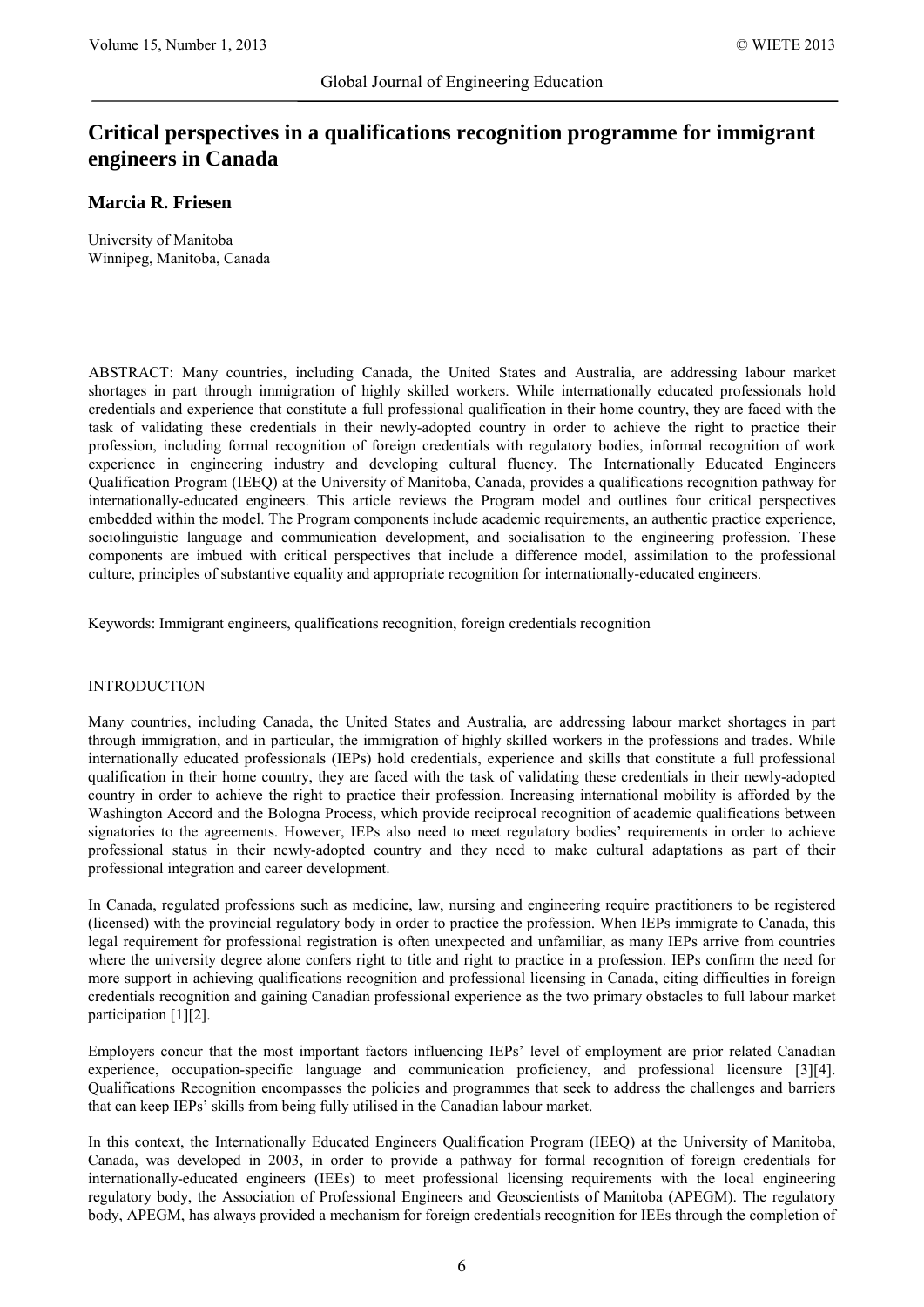# Critical perspectives in a qualifications recognition programme for immigrant engineers in Canada

**Marcia R. Friesen**

University of Manitoba
Winnipeg, Manitoba, Canada

ABSTRACT: Many countries, including Canada, the United States and Australia, are addressing labour market shortages in part through immigration of highly skilled workers. While internationally educated professionals hold credentials and experience that constitute a full professional qualification in their home country, they are faced with the task of validating these credentials in their newly-adopted country in order to achieve the right to practice their profession, including formal recognition of foreign credentials with regulatory bodies, informal recognition of work experience in engineering industry and developing cultural fluency. The Internationally Educated Engineers Qualification Program (IEEQ) at the University of Manitoba, Canada, provides a qualifications recognition pathway for internationally-educated engineers. This article reviews the Program model and outlines four critical perspectives embedded within the model. The Program components include academic requirements, an authentic practice experience, sociolinguistic language and communication development, and socialisation to the engineering profession. These components are imbued with critical perspectives that include a difference model, assimilation to the professional culture, principles of substantive equality and appropriate recognition for internationally-educated engineers.

Keywords: Immigrant engineers, qualifications recognition, foreign credentials recognition

## INTRODUCTION

Many countries, including Canada, the United States and Australia, are addressing labour market shortages in part through immigration, and in particular, the immigration of highly skilled workers in the professions and trades. While internationally educated professionals (IEPs) hold credentials, experience and skills that constitute a full professional qualification in their home country, they are faced with the task of validating these credentials in their newly-adopted country in order to achieve the right to practice their profession. Increasing international mobility is afforded by the Washington Accord and the Bologna Process, which provide reciprocal recognition of academic qualifications between signatories to the agreements. However, IEPs also need to meet regulatory bodies' requirements in order to achieve professional status in their newly-adopted country and they need to make cultural adaptations as part of their professional integration and career development.

In Canada, regulated professions such as medicine, law, nursing and engineering require practitioners to be registered (licensed) with the provincial regulatory body in order to practice the profession. When IEPs immigrate to Canada, this legal requirement for professional registration is often unexpected and unfamiliar, as many IEPs arrive from countries where the university degree alone confers right to title and right to practice in a profession. IEPs confirm the need for more support in achieving qualifications recognition and professional licensing in Canada, citing difficulties in foreign credentials recognition and gaining Canadian professional experience as the two primary obstacles to full labour market participation [1][2].

Employers concur that the most important factors influencing IEPs' level of employment are prior related Canadian experience, occupation-specific language and communication proficiency, and professional licensure [3][4]. Qualifications Recognition encompasses the policies and programmes that seek to address the challenges and barriers that can keep IEPs' skills from being fully utilised in the Canadian labour market.

In this context, the Internationally Educated Engineers Qualification Program (IEEQ) at the University of Manitoba, Canada, was developed in 2003, in order to provide a pathway for formal recognition of foreign credentials for internationally-educated engineers (IEEs) to meet professional licensing requirements with the local engineering regulatory body, the Association of Professional Engineers and Geoscientists of Manitoba (APEGM). The regulatory body, APEGM, has always provided a mechanism for foreign credentials recognition for IEEs through the completion of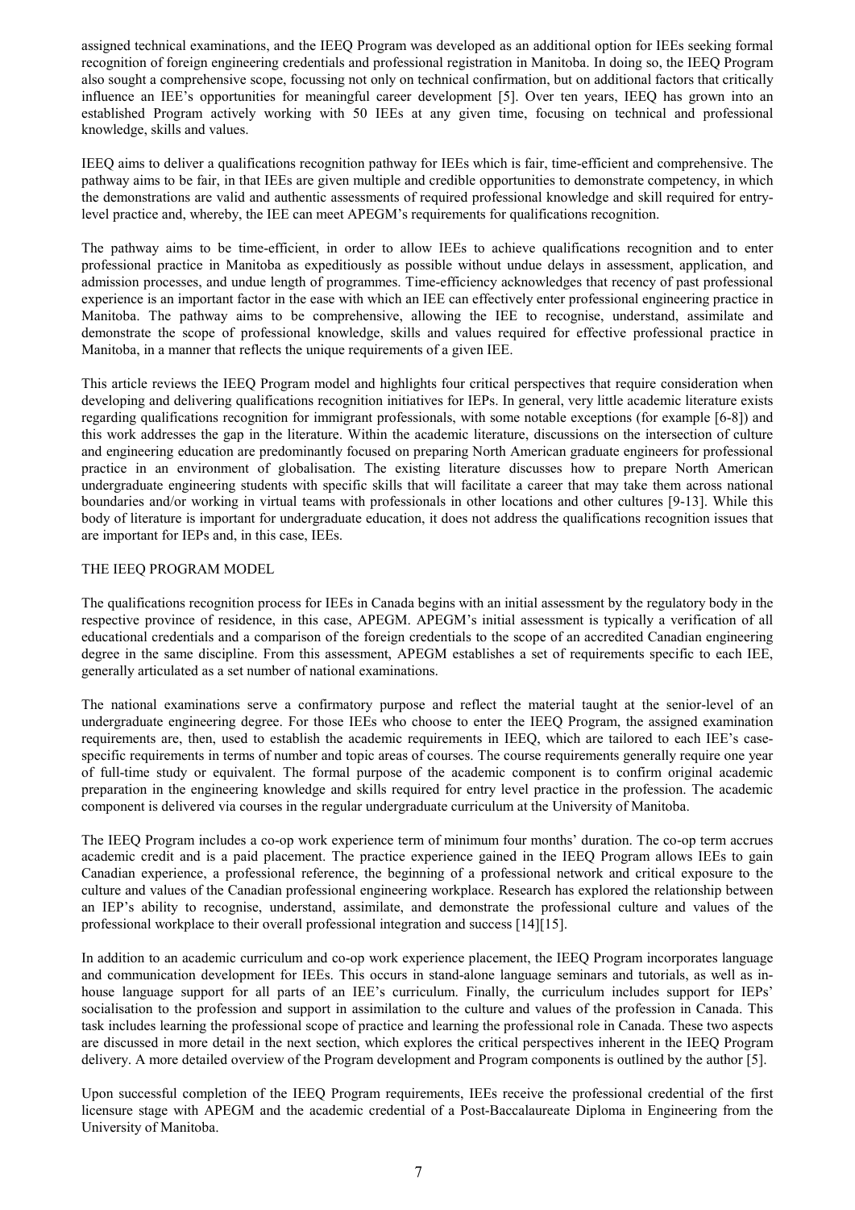assigned technical examinations, and the IEEQ Program was developed as an additional option for IEEs seeking formal recognition of foreign engineering credentials and professional registration in Manitoba. In doing so, the IEEQ Program also sought a comprehensive scope, focussing not only on technical confirmation, but on additional factors that critically influence an IEE's opportunities for meaningful career development [5]. Over ten years, IEEQ has grown into an established Program actively working with 50 IEEs at any given time, focusing on technical and professional knowledge, skills and values.

IEEQ aims to deliver a qualifications recognition pathway for IEEs which is fair, time-efficient and comprehensive. The pathway aims to be fair, in that IEEs are given multiple and credible opportunities to demonstrate competency, in which the demonstrations are valid and authentic assessments of required professional knowledge and skill required for entry-level practice and, whereby, the IEE can meet APEGM's requirements for qualifications recognition.

The pathway aims to be time-efficient, in order to allow IEEs to achieve qualifications recognition and to enter professional practice in Manitoba as expeditiously as possible without undue delays in assessment, application, and admission processes, and undue length of programmes. Time-efficiency acknowledges that recency of past professional experience is an important factor in the ease with which an IEE can effectively enter professional engineering practice in Manitoba. The pathway aims to be comprehensive, allowing the IEE to recognise, understand, assimilate and demonstrate the scope of professional knowledge, skills and values required for effective professional practice in Manitoba, in a manner that reflects the unique requirements of a given IEE.

This article reviews the IEEQ Program model and highlights four critical perspectives that require consideration when developing and delivering qualifications recognition initiatives for IEPs. In general, very little academic literature exists regarding qualifications recognition for immigrant professionals, with some notable exceptions (for example [6-8]) and this work addresses the gap in the literature. Within the academic literature, discussions on the intersection of culture and engineering education are predominantly focused on preparing North American graduate engineers for professional practice in an environment of globalisation. The existing literature discusses how to prepare North American undergraduate engineering students with specific skills that will facilitate a career that may take them across national boundaries and/or working in virtual teams with professionals in other locations and other cultures [9-13]. While this body of literature is important for undergraduate education, it does not address the qualifications recognition issues that are important for IEPs and, in this case, IEEs.

## THE IEEQ PROGRAM MODEL

The qualifications recognition process for IEEs in Canada begins with an initial assessment by the regulatory body in the respective province of residence, in this case, APEGM. APEGM's initial assessment is typically a verification of all educational credentials and a comparison of the foreign credentials to the scope of an accredited Canadian engineering degree in the same discipline. From this assessment, APEGM establishes a set of requirements specific to each IEE, generally articulated as a set number of national examinations.

The national examinations serve a confirmatory purpose and reflect the material taught at the senior-level of an undergraduate engineering degree. For those IEEs who choose to enter the IEEQ Program, the assigned examination requirements are, then, used to establish the academic requirements in IEEQ, which are tailored to each IEE's case-specific requirements in terms of number and topic areas of courses. The course requirements generally require one year of full-time study or equivalent. The formal purpose of the academic component is to confirm original academic preparation in the engineering knowledge and skills required for entry level practice in the profession. The academic component is delivered via courses in the regular undergraduate curriculum at the University of Manitoba.

The IEEQ Program includes a co-op work experience term of minimum four months' duration. The co-op term accrues academic credit and is a paid placement. The practice experience gained in the IEEQ Program allows IEEs to gain Canadian experience, a professional reference, the beginning of a professional network and critical exposure to the culture and values of the Canadian professional engineering workplace. Research has explored the relationship between an IEP's ability to recognise, understand, assimilate, and demonstrate the professional culture and values of the professional workplace to their overall professional integration and success [14][15].

In addition to an academic curriculum and co-op work experience placement, the IEEQ Program incorporates language and communication development for IEEs. This occurs in stand-alone language seminars and tutorials, as well as in-house language support for all parts of an IEE's curriculum. Finally, the curriculum includes support for IEPs' socialisation to the profession and support in assimilation to the culture and values of the profession in Canada. This task includes learning the professional scope of practice and learning the professional role in Canada. These two aspects are discussed in more detail in the next section, which explores the critical perspectives inherent in the IEEQ Program delivery. A more detailed overview of the Program development and Program components is outlined by the author [5].

Upon successful completion of the IEEQ Program requirements, IEEs receive the professional credential of the first licensure stage with APEGM and the academic credential of a Post-Baccalaureate Diploma in Engineering from the University of Manitoba.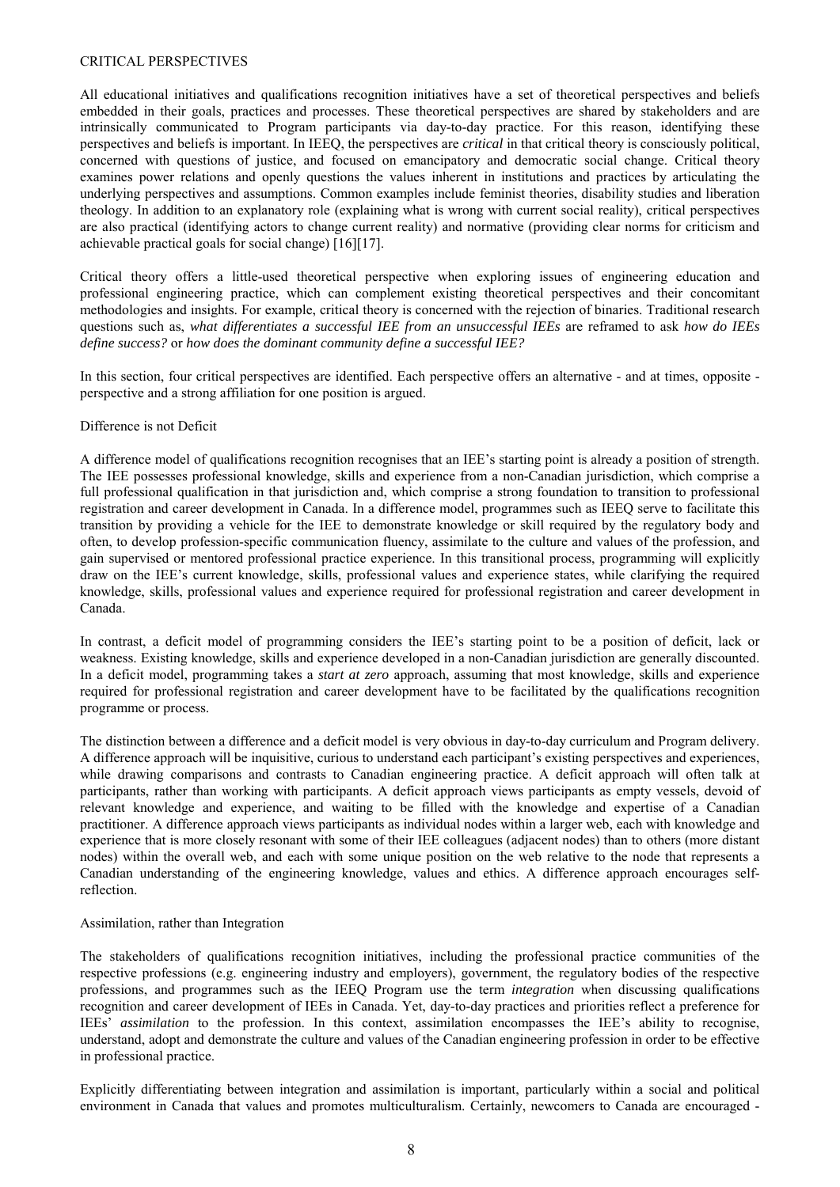## CRITICAL PERSPECTIVES

All educational initiatives and qualifications recognition initiatives have a set of theoretical perspectives and beliefs embedded in their goals, practices and processes. These theoretical perspectives are shared by stakeholders and are intrinsically communicated to Program participants via day-to-day practice. For this reason, identifying these perspectives and beliefs is important. In IEEQ, the perspectives are *critical* in that critical theory is consciously political, concerned with questions of justice, and focused on emancipatory and democratic social change. Critical theory examines power relations and openly questions the values inherent in institutions and practices by articulating the underlying perspectives and assumptions. Common examples include feminist theories, disability studies and liberation theology. In addition to an explanatory role (explaining what is wrong with current social reality), critical perspectives are also practical (identifying actors to change current reality) and normative (providing clear norms for criticism and achievable practical goals for social change) [16][17].

Critical theory offers a little-used theoretical perspective when exploring issues of engineering education and professional engineering practice, which can complement existing theoretical perspectives and their concomitant methodologies and insights. For example, critical theory is concerned with the rejection of binaries. Traditional research questions such as, *what differentiates a successful IEE from an unsuccessful IEEs* are reframed to ask *how do IEEs define success?* or *how does the dominant community define a successful IEE?*

In this section, four critical perspectives are identified. Each perspective offers an alternative - and at times, opposite - perspective and a strong affiliation for one position is argued.

### Difference is not Deficit

A difference model of qualifications recognition recognises that an IEE's starting point is already a position of strength. The IEE possesses professional knowledge, skills and experience from a non-Canadian jurisdiction, which comprise a full professional qualification in that jurisdiction and, which comprise a strong foundation to transition to professional registration and career development in Canada. In a difference model, programmes such as IEEQ serve to facilitate this transition by providing a vehicle for the IEE to demonstrate knowledge or skill required by the regulatory body and often, to develop profession-specific communication fluency, assimilate to the culture and values of the profession, and gain supervised or mentored professional practice experience. In this transitional process, programming will explicitly draw on the IEE's current knowledge, skills, professional values and experience states, while clarifying the required knowledge, skills, professional values and experience required for professional registration and career development in Canada.

In contrast, a deficit model of programming considers the IEE's starting point to be a position of deficit, lack or weakness. Existing knowledge, skills and experience developed in a non-Canadian jurisdiction are generally discounted. In a deficit model, programming takes a *start at zero* approach, assuming that most knowledge, skills and experience required for professional registration and career development have to be facilitated by the qualifications recognition programme or process.

The distinction between a difference and a deficit model is very obvious in day-to-day curriculum and Program delivery. A difference approach will be inquisitive, curious to understand each participant's existing perspectives and experiences, while drawing comparisons and contrasts to Canadian engineering practice. A deficit approach will often talk at participants, rather than working with participants. A deficit approach views participants as empty vessels, devoid of relevant knowledge and experience, and waiting to be filled with the knowledge and expertise of a Canadian practitioner. A difference approach views participants as individual nodes within a larger web, each with knowledge and experience that is more closely resonant with some of their IEE colleagues (adjacent nodes) than to others (more distant nodes) within the overall web, and each with some unique position on the web relative to the node that represents a Canadian understanding of the engineering knowledge, values and ethics. A difference approach encourages self-reflection.

### Assimilation, rather than Integration

The stakeholders of qualifications recognition initiatives, including the professional practice communities of the respective professions (e.g. engineering industry and employers), government, the regulatory bodies of the respective professions, and programmes such as the IEEQ Program use the term *integration* when discussing qualifications recognition and career development of IEEs in Canada. Yet, day-to-day practices and priorities reflect a preference for IEEs' *assimilation* to the profession. In this context, assimilation encompasses the IEE's ability to recognise, understand, adopt and demonstrate the culture and values of the Canadian engineering profession in order to be effective in professional practice.

Explicitly differentiating between integration and assimilation is important, particularly within a social and political environment in Canada that values and promotes multiculturalism. Certainly, newcomers to Canada are encouraged -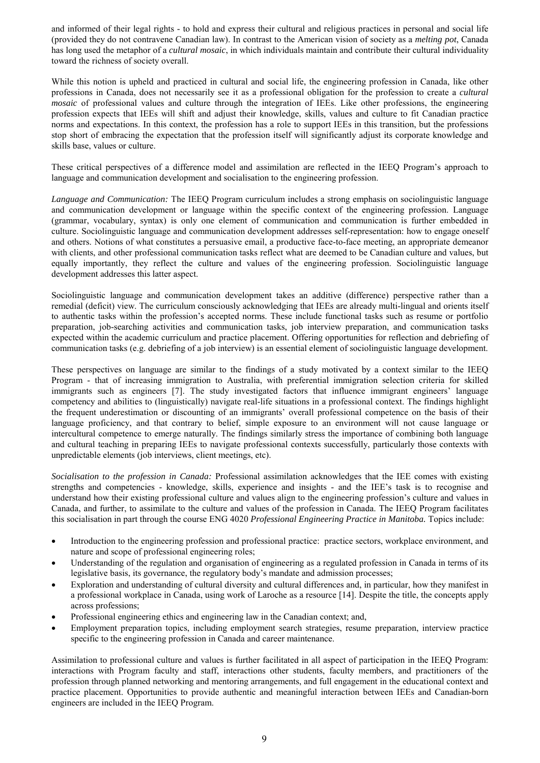and informed of their legal rights - to hold and express their cultural and religious practices in personal and social life (provided they do not contravene Canadian law). In contrast to the American vision of society as a *melting pot*, Canada has long used the metaphor of a *cultural mosaic*, in which individuals maintain and contribute their cultural individuality toward the richness of society overall.

While this notion is upheld and practiced in cultural and social life, the engineering profession in Canada, like other professions in Canada, does not necessarily see it as a professional obligation for the profession to create a *cultural mosaic* of professional values and culture through the integration of IEEs. Like other professions, the engineering profession expects that IEEs will shift and adjust their knowledge, skills, values and culture to fit Canadian practice norms and expectations. In this context, the profession has a role to support IEEs in this transition, but the professions stop short of embracing the expectation that the profession itself will significantly adjust its corporate knowledge and skills base, values or culture.

These critical perspectives of a difference model and assimilation are reflected in the IEEQ Program's approach to language and communication development and socialisation to the engineering profession.

*Language and Communication:* The IEEQ Program curriculum includes a strong emphasis on sociolinguistic language and communication development or language within the specific context of the engineering profession. Language (grammar, vocabulary, syntax) is only one element of communication and communication is further embedded in culture. Sociolinguistic language and communication development addresses self-representation: how to engage oneself and others. Notions of what constitutes a persuasive email, a productive face-to-face meeting, an appropriate demeanor with clients, and other professional communication tasks reflect what are deemed to be Canadian culture and values, but equally importantly, they reflect the culture and values of the engineering profession. Sociolinguistic language development addresses this latter aspect.

Sociolinguistic language and communication development takes an additive (difference) perspective rather than a remedial (deficit) view. The curriculum consciously acknowledging that IEEs are already multi-lingual and orients itself to authentic tasks within the profession's accepted norms. These include functional tasks such as resume or portfolio preparation, job-searching activities and communication tasks, job interview preparation, and communication tasks expected within the academic curriculum and practice placement. Offering opportunities for reflection and debriefing of communication tasks (e.g. debriefing of a job interview) is an essential element of sociolinguistic language development.

These perspectives on language are similar to the findings of a study motivated by a context similar to the IEEQ Program - that of increasing immigration to Australia, with preferential immigration selection criteria for skilled immigrants such as engineers [7]. The study investigated factors that influence immigrant engineers' language competency and abilities to (linguistically) navigate real-life situations in a professional context. The findings highlight the frequent underestimation or discounting of an immigrants' overall professional competence on the basis of their language proficiency, and that contrary to belief, simple exposure to an environment will not cause language or intercultural competence to emerge naturally. The findings similarly stress the importance of combining both language and cultural teaching in preparing IEEs to navigate professional contexts successfully, particularly those contexts with unpredictable elements (job interviews, client meetings, etc).

*Socialisation to the profession in Canada:* Professional assimilation acknowledges that the IEE comes with existing strengths and competencies - knowledge, skills, experience and insights - and the IEE's task is to recognise and understand how their existing professional culture and values align to the engineering profession's culture and values in Canada, and further, to assimilate to the culture and values of the profession in Canada. The IEEQ Program facilitates this socialisation in part through the course ENG 4020 *Professional Engineering Practice in Manitoba.* Topics include:

- Introduction to the engineering profession and professional practice: practice sectors, workplace environment, and nature and scope of professional engineering roles;
- Understanding of the regulation and organisation of engineering as a regulated profession in Canada in terms of its legislative basis, its governance, the regulatory body's mandate and admission processes;
- Exploration and understanding of cultural diversity and cultural differences and, in particular, how they manifest in a professional workplace in Canada, using work of Laroche as a resource [14]. Despite the title, the concepts apply across professions;
- Professional engineering ethics and engineering law in the Canadian context; and,
- Employment preparation topics, including employment search strategies, resume preparation, interview practice specific to the engineering profession in Canada and career maintenance.

Assimilation to professional culture and values is further facilitated in all aspect of participation in the IEEQ Program: interactions with Program faculty and staff, interactions other students, faculty members, and practitioners of the profession through planned networking and mentoring arrangements, and full engagement in the educational context and practice placement. Opportunities to provide authentic and meaningful interaction between IEEs and Canadian-born engineers are included in the IEEQ Program.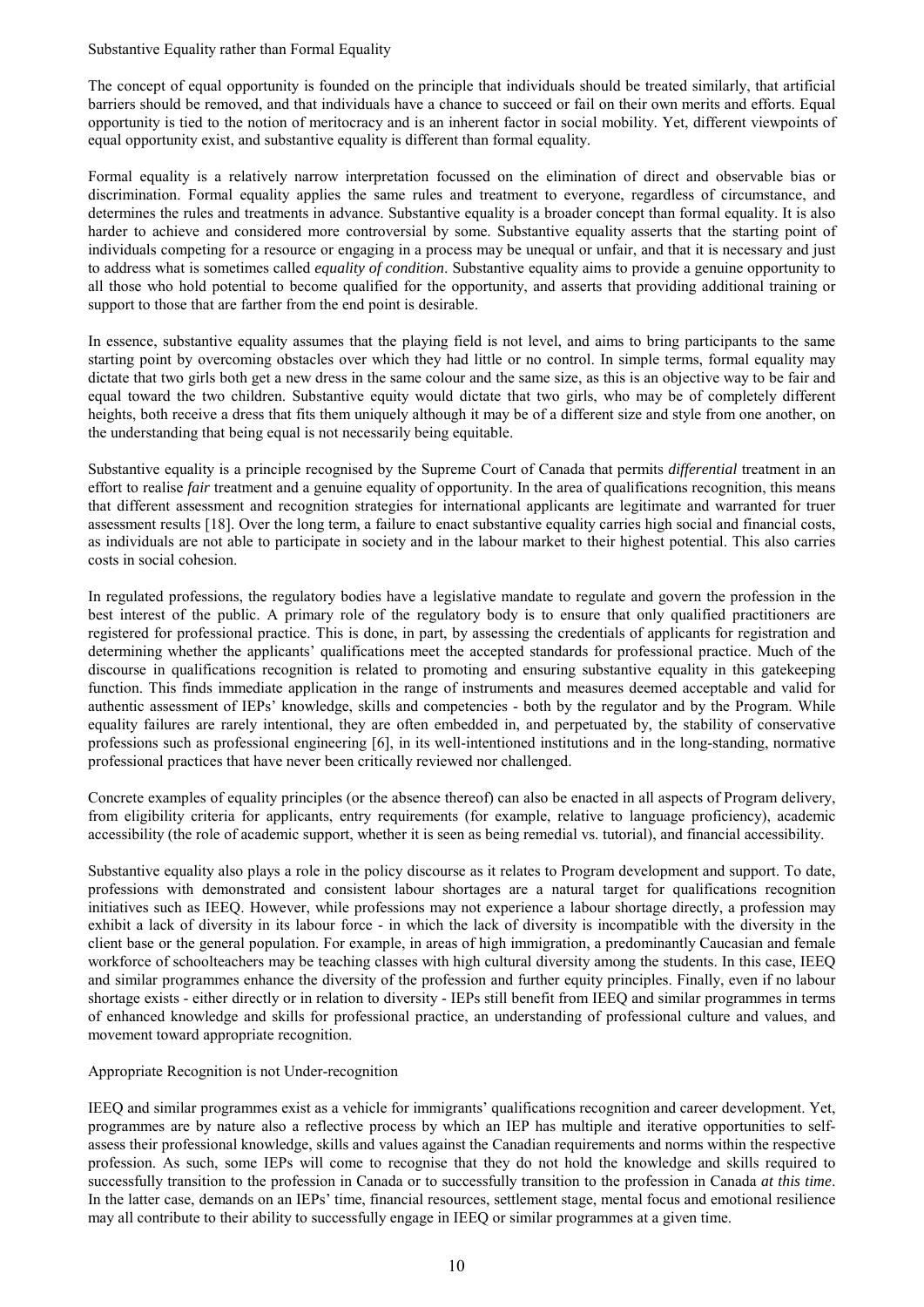## Substantive Equality rather than Formal Equality

The concept of equal opportunity is founded on the principle that individuals should be treated similarly, that artificial barriers should be removed, and that individuals have a chance to succeed or fail on their own merits and efforts. Equal opportunity is tied to the notion of meritocracy and is an inherent factor in social mobility. Yet, different viewpoints of equal opportunity exist, and substantive equality is different than formal equality.

Formal equality is a relatively narrow interpretation focussed on the elimination of direct and observable bias or discrimination. Formal equality applies the same rules and treatment to everyone, regardless of circumstance, and determines the rules and treatments in advance. Substantive equality is a broader concept than formal equality. It is also harder to achieve and considered more controversial by some. Substantive equality asserts that the starting point of individuals competing for a resource or engaging in a process may be unequal or unfair, and that it is necessary and just to address what is sometimes called *equality of condition*. Substantive equality aims to provide a genuine opportunity to all those who hold potential to become qualified for the opportunity, and asserts that providing additional training or support to those that are farther from the end point is desirable.

In essence, substantive equality assumes that the playing field is not level, and aims to bring participants to the same starting point by overcoming obstacles over which they had little or no control. In simple terms, formal equality may dictate that two girls both get a new dress in the same colour and the same size, as this is an objective way to be fair and equal toward the two children. Substantive equity would dictate that two girls, who may be of completely different heights, both receive a dress that fits them uniquely although it may be of a different size and style from one another, on the understanding that being equal is not necessarily being equitable.

Substantive equality is a principle recognised by the Supreme Court of Canada that permits *differential* treatment in an effort to realise *fair* treatment and a genuine equality of opportunity. In the area of qualifications recognition, this means that different assessment and recognition strategies for international applicants are legitimate and warranted for truer assessment results [18]. Over the long term, a failure to enact substantive equality carries high social and financial costs, as individuals are not able to participate in society and in the labour market to their highest potential. This also carries costs in social cohesion.

In regulated professions, the regulatory bodies have a legislative mandate to regulate and govern the profession in the best interest of the public. A primary role of the regulatory body is to ensure that only qualified practitioners are registered for professional practice. This is done, in part, by assessing the credentials of applicants for registration and determining whether the applicants' qualifications meet the accepted standards for professional practice. Much of the discourse in qualifications recognition is related to promoting and ensuring substantive equality in this gatekeeping function. This finds immediate application in the range of instruments and measures deemed acceptable and valid for authentic assessment of IEPs' knowledge, skills and competencies - both by the regulator and by the Program. While equality failures are rarely intentional, they are often embedded in, and perpetuated by, the stability of conservative professions such as professional engineering [6], in its well-intentioned institutions and in the long-standing, normative professional practices that have never been critically reviewed nor challenged.

Concrete examples of equality principles (or the absence thereof) can also be enacted in all aspects of Program delivery, from eligibility criteria for applicants, entry requirements (for example, relative to language proficiency), academic accessibility (the role of academic support, whether it is seen as being remedial vs. tutorial), and financial accessibility.

Substantive equality also plays a role in the policy discourse as it relates to Program development and support. To date, professions with demonstrated and consistent labour shortages are a natural target for qualifications recognition initiatives such as IEEQ. However, while professions may not experience a labour shortage directly, a profession may exhibit a lack of diversity in its labour force - in which the lack of diversity is incompatible with the diversity in the client base or the general population. For example, in areas of high immigration, a predominantly Caucasian and female workforce of schoolteachers may be teaching classes with high cultural diversity among the students. In this case, IEEQ and similar programmes enhance the diversity of the profession and further equity principles. Finally, even if no labour shortage exists - either directly or in relation to diversity - IEPs still benefit from IEEQ and similar programmes in terms of enhanced knowledge and skills for professional practice, an understanding of professional culture and values, and movement toward appropriate recognition.

## Appropriate Recognition is not Under-recognition

IEEQ and similar programmes exist as a vehicle for immigrants' qualifications recognition and career development. Yet, programmes are by nature also a reflective process by which an IEP has multiple and iterative opportunities to self-assess their professional knowledge, skills and values against the Canadian requirements and norms within the respective profession. As such, some IEPs will come to recognise that they do not hold the knowledge and skills required to successfully transition to the profession in Canada or to successfully transition to the profession in Canada *at this time*. In the latter case, demands on an IEPs' time, financial resources, settlement stage, mental focus and emotional resilience may all contribute to their ability to successfully engage in IEEQ or similar programmes at a given time.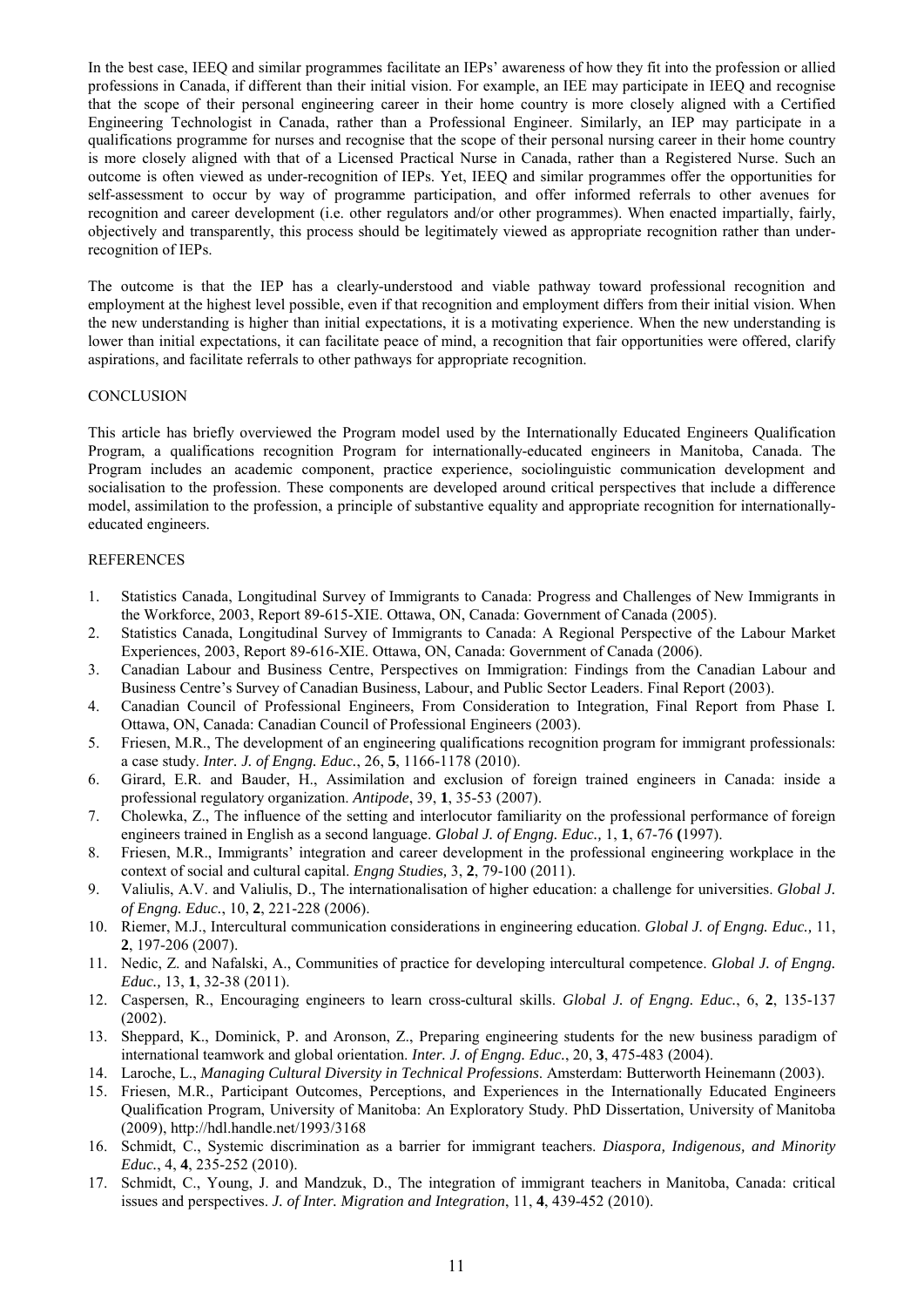In the best case, IEEQ and similar programmes facilitate an IEPs' awareness of how they fit into the profession or allied professions in Canada, if different than their initial vision. For example, an IEE may participate in IEEQ and recognise that the scope of their personal engineering career in their home country is more closely aligned with a Certified Engineering Technologist in Canada, rather than a Professional Engineer. Similarly, an IEP may participate in a qualifications programme for nurses and recognise that the scope of their personal nursing career in their home country is more closely aligned with that of a Licensed Practical Nurse in Canada, rather than a Registered Nurse. Such an outcome is often viewed as under-recognition of IEPs. Yet, IEEQ and similar programmes offer the opportunities for self-assessment to occur by way of programme participation, and offer informed referrals to other avenues for recognition and career development (i.e. other regulators and/or other programmes). When enacted impartially, fairly, objectively and transparently, this process should be legitimately viewed as appropriate recognition rather than under-recognition of IEPs.

The outcome is that the IEP has a clearly-understood and viable pathway toward professional recognition and employment at the highest level possible, even if that recognition and employment differs from their initial vision. When the new understanding is higher than initial expectations, it is a motivating experience. When the new understanding is lower than initial expectations, it can facilitate peace of mind, a recognition that fair opportunities were offered, clarify aspirations, and facilitate referrals to other pathways for appropriate recognition.

## CONCLUSION

This article has briefly overviewed the Program model used by the Internationally Educated Engineers Qualification Program, a qualifications recognition Program for internationally-educated engineers in Manitoba, Canada. The Program includes an academic component, practice experience, sociolinguistic communication development and socialisation to the profession. These components are developed around critical perspectives that include a difference model, assimilation to the profession, a principle of substantive equality and appropriate recognition for internationally-educated engineers.

## REFERENCES

1. Statistics Canada, Longitudinal Survey of Immigrants to Canada: Progress and Challenges of New Immigrants in the Workforce, 2003, Report 89-615-XIE. Ottawa, ON, Canada: Government of Canada (2005).
2. Statistics Canada, Longitudinal Survey of Immigrants to Canada: A Regional Perspective of the Labour Market Experiences, 2003, Report 89-616-XIE. Ottawa, ON, Canada: Government of Canada (2006).
3. Canadian Labour and Business Centre, Perspectives on Immigration: Findings from the Canadian Labour and Business Centre's Survey of Canadian Business, Labour, and Public Sector Leaders. Final Report (2003).
4. Canadian Council of Professional Engineers, From Consideration to Integration, Final Report from Phase I. Ottawa, ON, Canada: Canadian Council of Professional Engineers (2003).
5. Friesen, M.R., The development of an engineering qualifications recognition program for immigrant professionals: a case study. *Inter. J. of Engng. Educ.*, 26, **5**, 1166-1178 (2010).
6. Girard, E.R. and Bauder, H., Assimilation and exclusion of foreign trained engineers in Canada: inside a professional regulatory organization. *Antipode*, 39, **1**, 35-53 (2007).
7. Cholewka, Z., The influence of the setting and interlocutor familiarity on the professional performance of foreign engineers trained in English as a second language. *Global J. of Engng. Educ.,* 1, **1**, 67-76 **(**1997).
8. Friesen, M.R., Immigrants' integration and career development in the professional engineering workplace in the context of social and cultural capital. *Engng Studies,* 3, **2**, 79-100 (2011).
9. Valiulis, A.V. and Valiulis, D., The internationalisation of higher education: a challenge for universities. *Global J. of Engng. Educ.*, 10, **2**, 221-228 (2006).
10. Riemer, M.J., Intercultural communication considerations in engineering education. *Global J. of Engng. Educ.,* 11, **2**, 197-206 (2007).
11. Nedic, Z. and Nafalski, A., Communities of practice for developing intercultural competence. *Global J. of Engng. Educ.,* 13, **1**, 32-38 (2011).
12. Caspersen, R., Encouraging engineers to learn cross-cultural skills. *Global J. of Engng. Educ.*, 6, **2**, 135-137 (2002).
13. Sheppard, K., Dominick, P. and Aronson, Z., Preparing engineering students for the new business paradigm of international teamwork and global orientation. *Inter. J. of Engng. Educ.*, 20, **3**, 475-483 (2004).
14. Laroche, L., *Managing Cultural Diversity in Technical Professions*. Amsterdam: Butterworth Heinemann (2003).
15. Friesen, M.R., Participant Outcomes, Perceptions, and Experiences in the Internationally Educated Engineers Qualification Program, University of Manitoba: An Exploratory Study. PhD Dissertation, University of Manitoba (2009), http://hdl.handle.net/1993/3168
16. Schmidt, C., Systemic discrimination as a barrier for immigrant teachers. *Diaspora, Indigenous, and Minority Educ.*, 4, **4**, 235-252 (2010).
17. Schmidt, C., Young, J. and Mandzuk, D., The integration of immigrant teachers in Manitoba, Canada: critical issues and perspectives. *J. of Inter. Migration and Integration*, 11, **4**, 439-452 (2010).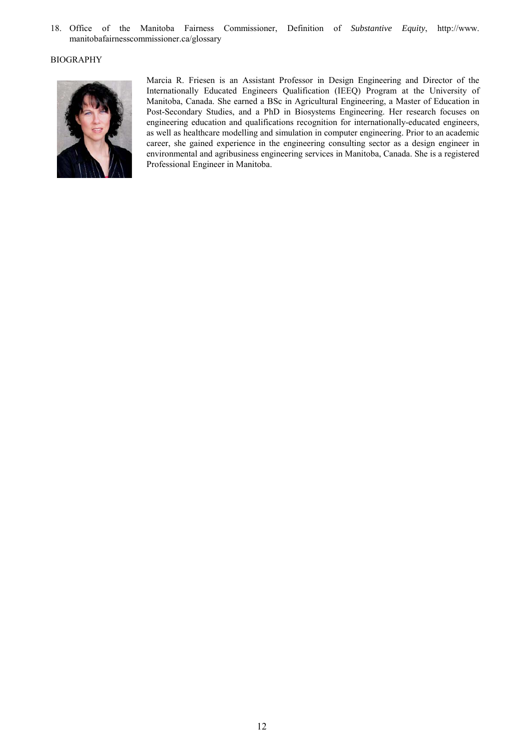18. Office of the Manitoba Fairness Commissioner, Definition of *Substantive Equity*, http://www.manitobafairnesscommissioner.ca/glossary

## BIOGRAPHY

Marcia R. Friesen is an Assistant Professor in Design Engineering and Director of the Internationally Educated Engineers Qualification (IEEQ) Program at the University of Manitoba, Canada. She earned a BSc in Agricultural Engineering, a Master of Education in Post-Secondary Studies, and a PhD in Biosystems Engineering. Her research focuses on engineering education and qualifications recognition for internationally-educated engineers, as well as healthcare modelling and simulation in computer engineering. Prior to an academic career, she gained experience in the engineering consulting sector as a design engineer in environmental and agribusiness engineering services in Manitoba, Canada. She is a registered Professional Engineer in Manitoba.